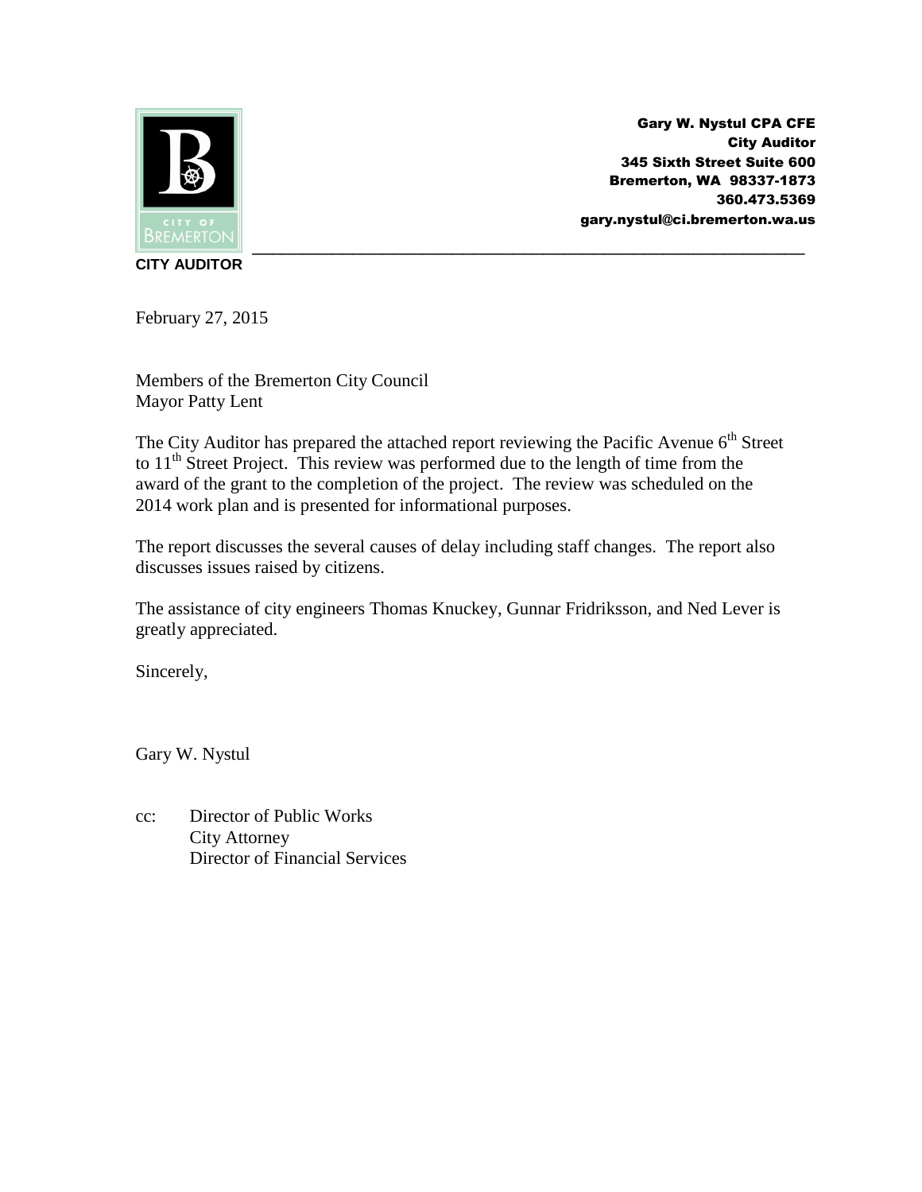Gary W. Nystul CPA CFE
City Auditor
345 Sixth Street Suite 600
Bremerton, WA 98337-1873
360.473.5369
gary.nystul@ci.bremerton.wa.us

CITY OF BREMERTON

**CITY AUDITOR**

February 27, 2015

Members of the Bremerton City Council
Mayor Patty Lent

The City Auditor has prepared the attached report reviewing the Pacific Avenue 6th Street to 11th Street Project. This review was performed due to the length of time from the award of the grant to the completion of the project. The review was scheduled on the 2014 work plan and is presented for informational purposes.

The report discusses the several causes of delay including staff changes. The report also discusses issues raised by citizens.

The assistance of city engineers Thomas Knuckey, Gunnar Fridriksson, and Ned Lever is greatly appreciated.

Sincerely,

Gary W. Nystul

cc: Director of Public Works
City Attorney
Director of Financial Services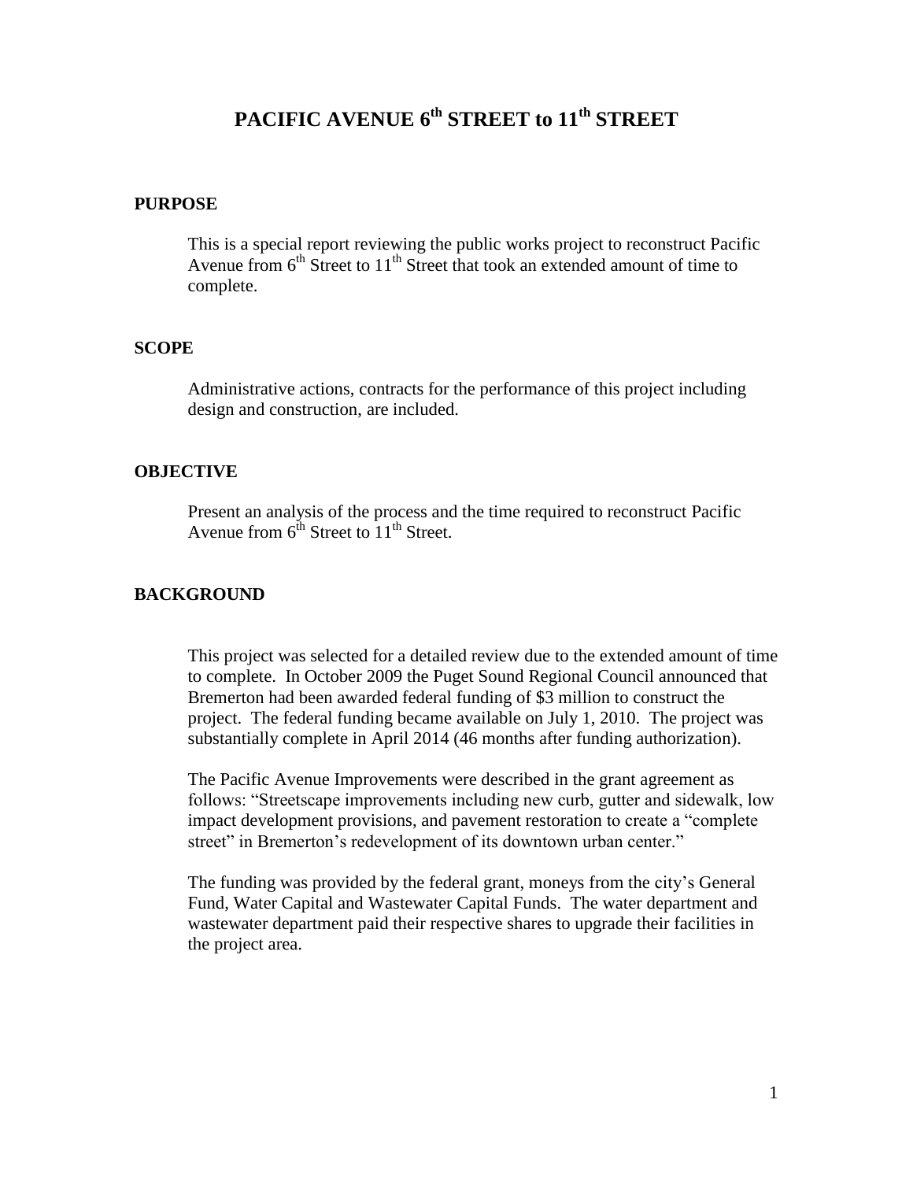# PACIFIC AVENUE 6th STREET to 11th STREET

## PURPOSE

This is a special report reviewing the public works project to reconstruct Pacific Avenue from 6th Street to 11th Street that took an extended amount of time to complete.

## SCOPE

Administrative actions, contracts for the performance of this project including design and construction, are included.

## OBJECTIVE

Present an analysis of the process and the time required to reconstruct Pacific Avenue from 6th Street to 11th Street.

## BACKGROUND

This project was selected for a detailed review due to the extended amount of time to complete. In October 2009 the Puget Sound Regional Council announced that Bremerton had been awarded federal funding of $3 million to construct the project. The federal funding became available on July 1, 2010. The project was substantially complete in April 2014 (46 months after funding authorization).

The Pacific Avenue Improvements were described in the grant agreement as follows: "Streetscape improvements including new curb, gutter and sidewalk, low impact development provisions, and pavement restoration to create a "complete street" in Bremerton's redevelopment of its downtown urban center."

The funding was provided by the federal grant, moneys from the city's General Fund, Water Capital and Wastewater Capital Funds. The water department and wastewater department paid their respective shares to upgrade their facilities in the project area.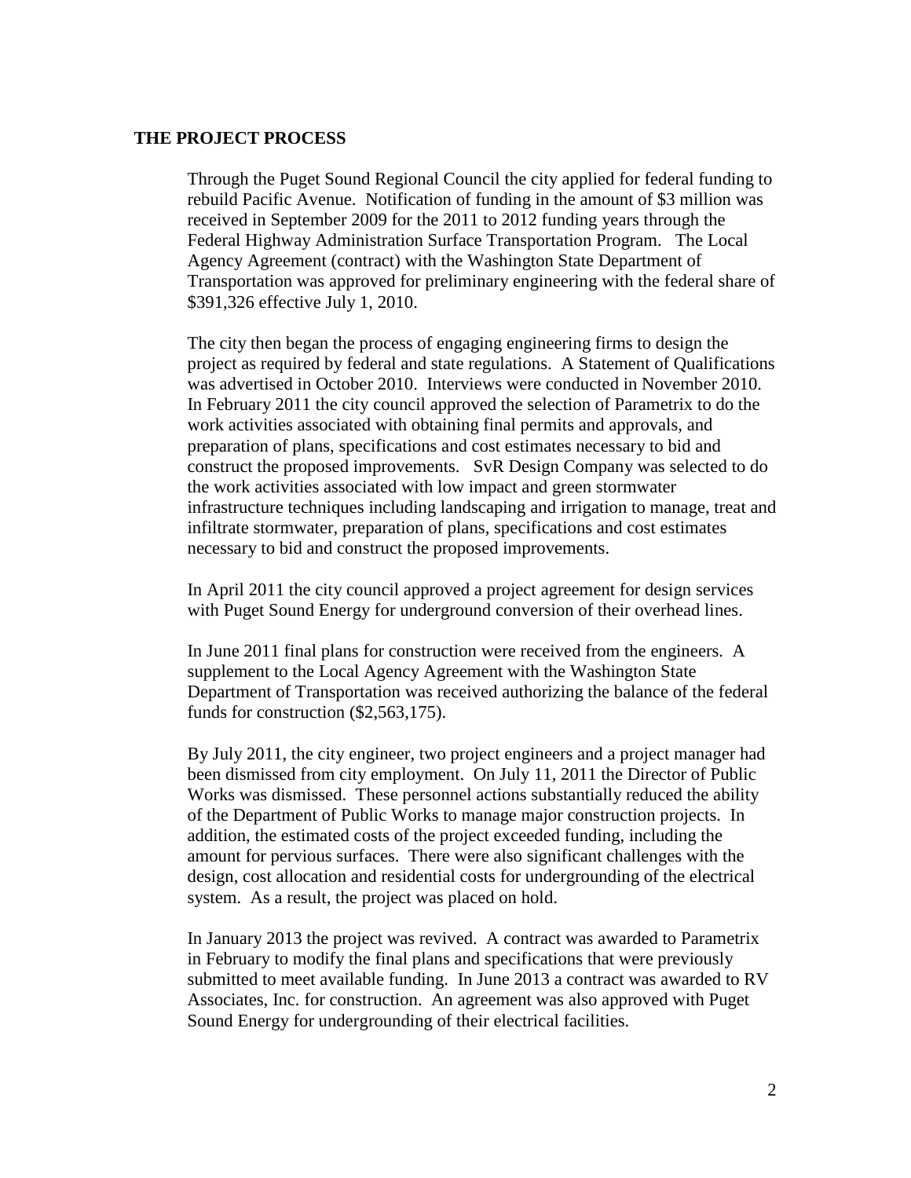## THE PROJECT PROCESS

Through the Puget Sound Regional Council the city applied for federal funding to rebuild Pacific Avenue. Notification of funding in the amount of $3 million was received in September 2009 for the 2011 to 2012 funding years through the Federal Highway Administration Surface Transportation Program. The Local Agency Agreement (contract) with the Washington State Department of Transportation was approved for preliminary engineering with the federal share of $391,326 effective July 1, 2010.

The city then began the process of engaging engineering firms to design the project as required by federal and state regulations. A Statement of Qualifications was advertised in October 2010. Interviews were conducted in November 2010. In February 2011 the city council approved the selection of Parametrix to do the work activities associated with obtaining final permits and approvals, and preparation of plans, specifications and cost estimates necessary to bid and construct the proposed improvements. SvR Design Company was selected to do the work activities associated with low impact and green stormwater infrastructure techniques including landscaping and irrigation to manage, treat and infiltrate stormwater, preparation of plans, specifications and cost estimates necessary to bid and construct the proposed improvements.

In April 2011 the city council approved a project agreement for design services with Puget Sound Energy for underground conversion of their overhead lines.

In June 2011 final plans for construction were received from the engineers. A supplement to the Local Agency Agreement with the Washington State Department of Transportation was received authorizing the balance of the federal funds for construction ($2,563,175).

By July 2011, the city engineer, two project engineers and a project manager had been dismissed from city employment. On July 11, 2011 the Director of Public Works was dismissed. These personnel actions substantially reduced the ability of the Department of Public Works to manage major construction projects. In addition, the estimated costs of the project exceeded funding, including the amount for pervious surfaces. There were also significant challenges with the design, cost allocation and residential costs for undergrounding of the electrical system. As a result, the project was placed on hold.

In January 2013 the project was revived. A contract was awarded to Parametrix in February to modify the final plans and specifications that were previously submitted to meet available funding. In June 2013 a contract was awarded to RV Associates, Inc. for construction. An agreement was also approved with Puget Sound Energy for undergrounding of their electrical facilities.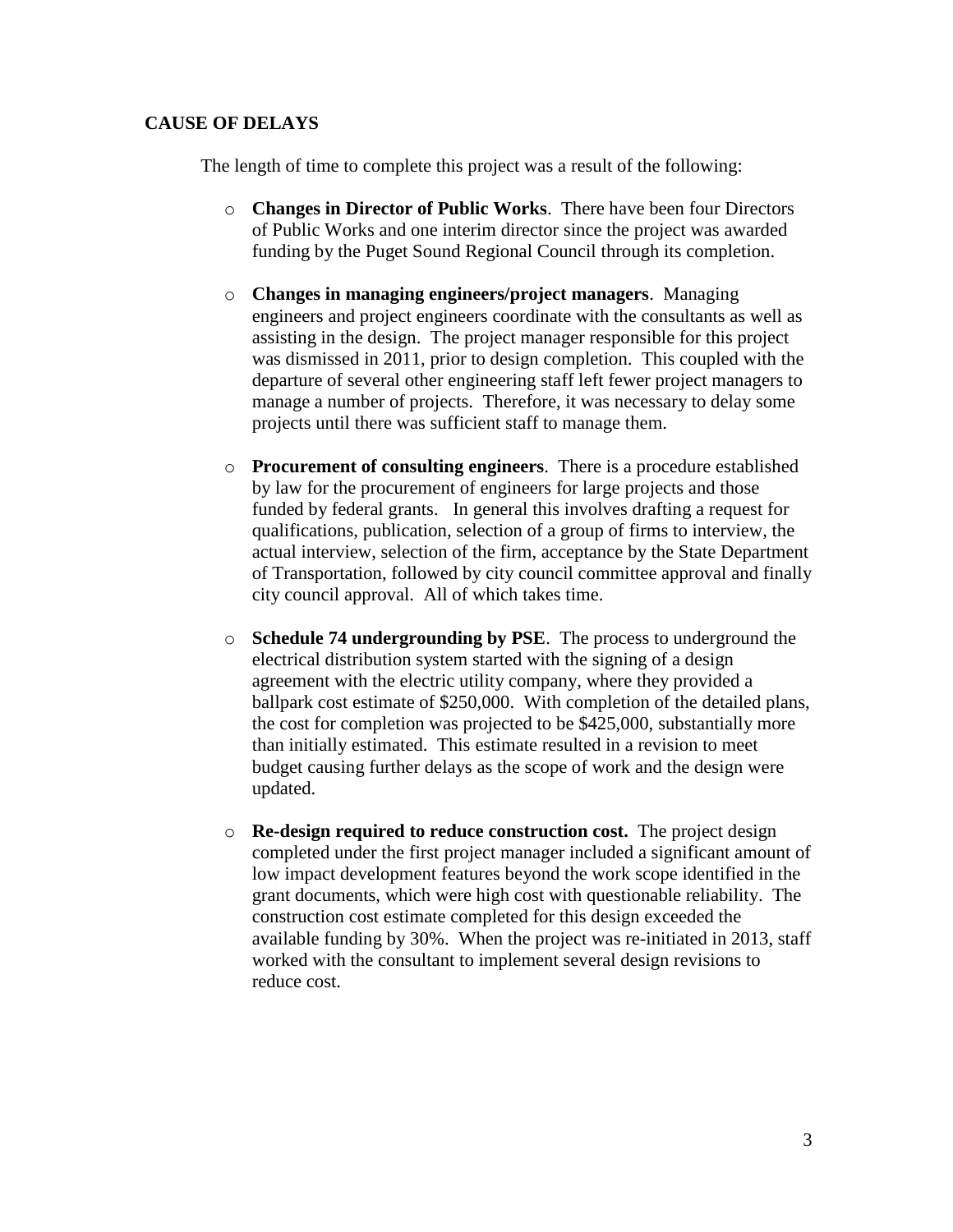## CAUSE OF DELAYS

The length of time to complete this project was a result of the following:

- **Changes in Director of Public Works**. There have been four Directors of Public Works and one interim director since the project was awarded funding by the Puget Sound Regional Council through its completion.

- **Changes in managing engineers/project managers**. Managing engineers and project engineers coordinate with the consultants as well as assisting in the design. The project manager responsible for this project was dismissed in 2011, prior to design completion. This coupled with the departure of several other engineering staff left fewer project managers to manage a number of projects. Therefore, it was necessary to delay some projects until there was sufficient staff to manage them.

- **Procurement of consulting engineers**. There is a procedure established by law for the procurement of engineers for large projects and those funded by federal grants. In general this involves drafting a request for qualifications, publication, selection of a group of firms to interview, the actual interview, selection of the firm, acceptance by the State Department of Transportation, followed by city council committee approval and finally city council approval. All of which takes time.

- **Schedule 74 undergrounding by PSE**. The process to underground the electrical distribution system started with the signing of a design agreement with the electric utility company, where they provided a ballpark cost estimate of $250,000. With completion of the detailed plans, the cost for completion was projected to be $425,000, substantially more than initially estimated. This estimate resulted in a revision to meet budget causing further delays as the scope of work and the design were updated.

- **Re-design required to reduce construction cost.** The project design completed under the first project manager included a significant amount of low impact development features beyond the work scope identified in the grant documents, which were high cost with questionable reliability. The construction cost estimate completed for this design exceeded the available funding by 30%. When the project was re-initiated in 2013, staff worked with the consultant to implement several design revisions to reduce cost.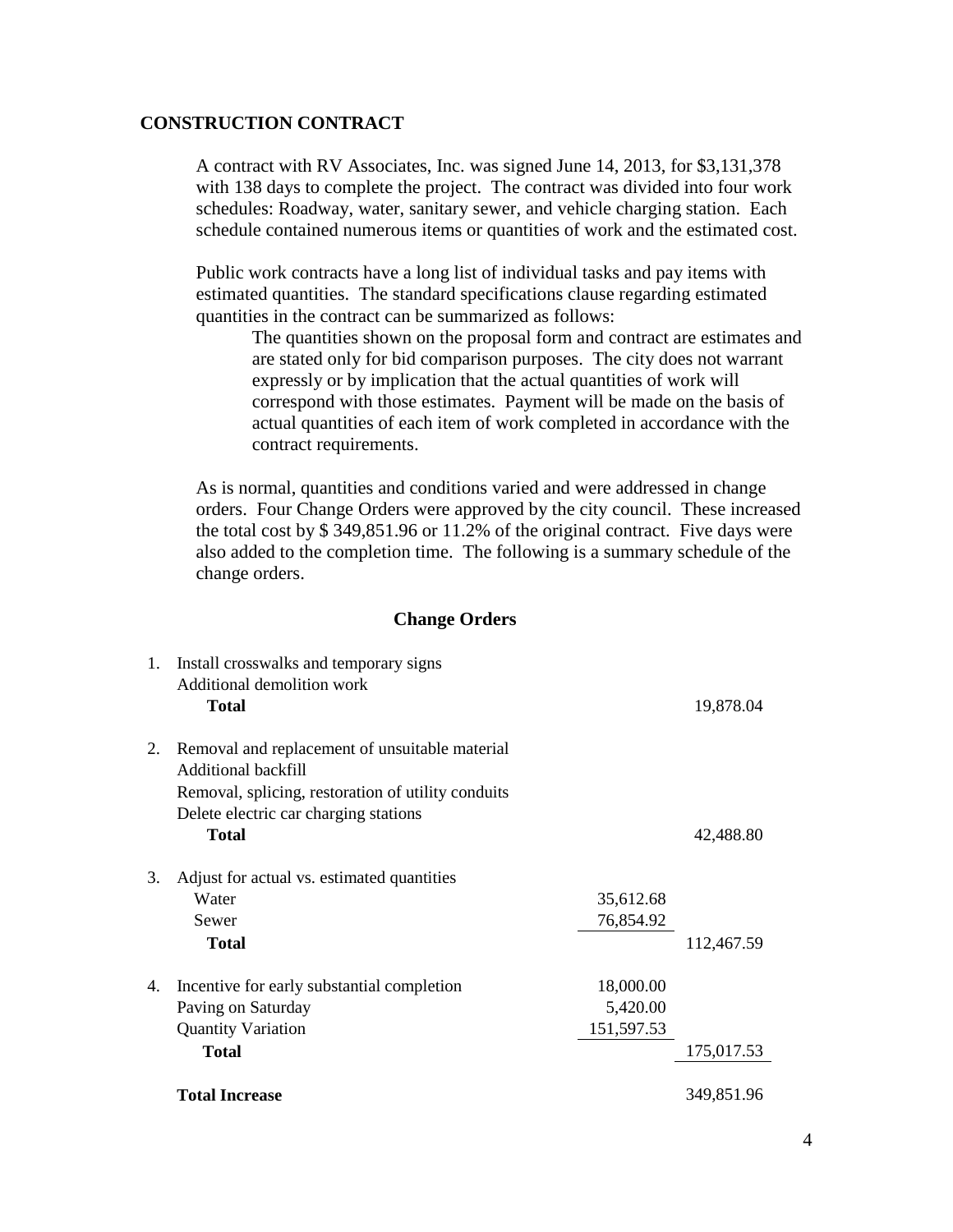## CONSTRUCTION CONTRACT

A contract with RV Associates, Inc. was signed June 14, 2013, for $3,131,378 with 138 days to complete the project. The contract was divided into four work schedules: Roadway, water, sanitary sewer, and vehicle charging station. Each schedule contained numerous items or quantities of work and the estimated cost.

Public work contracts have a long list of individual tasks and pay items with estimated quantities. The standard specifications clause regarding estimated quantities in the contract can be summarized as follows:

> The quantities shown on the proposal form and contract are estimates and are stated only for bid comparison purposes. The city does not warrant expressly or by implication that the actual quantities of work will correspond with those estimates. Payment will be made on the basis of actual quantities of each item of work completed in accordance with the contract requirements.

As is normal, quantities and conditions varied and were addressed in change orders. Four Change Orders were approved by the city council. These increased the total cost by $ 349,851.96 or 11.2% of the original contract. Five days were also added to the completion time. The following is a summary schedule of the change orders.

### Change Orders

| | | | |
|---|---|---|---|
| 1. | Install crosswalks and temporary signs | | |
| | Additional demolition work | | |
| | **Total** | | 19,878.04 |
| 2. | Removal and replacement of unsuitable material | | |
| | Additional backfill | | |
| | Removal, splicing, restoration of utility conduits | | |
| | Delete electric car charging stations | | |
| | **Total** | | 42,488.80 |
| 3. | Adjust for actual vs. estimated quantities | | |
| | Water | 35,612.68 | |
| | Sewer | 76,854.92 | |
| | **Total** | | 112,467.59 |
| 4. | Incentive for early substantial completion | 18,000.00 | |
| | Paving on Saturday | 5,420.00 | |
| | Quantity Variation | 151,597.53 | |
| | **Total** | | 175,017.53 |
| | **Total Increase** | | 349,851.96 |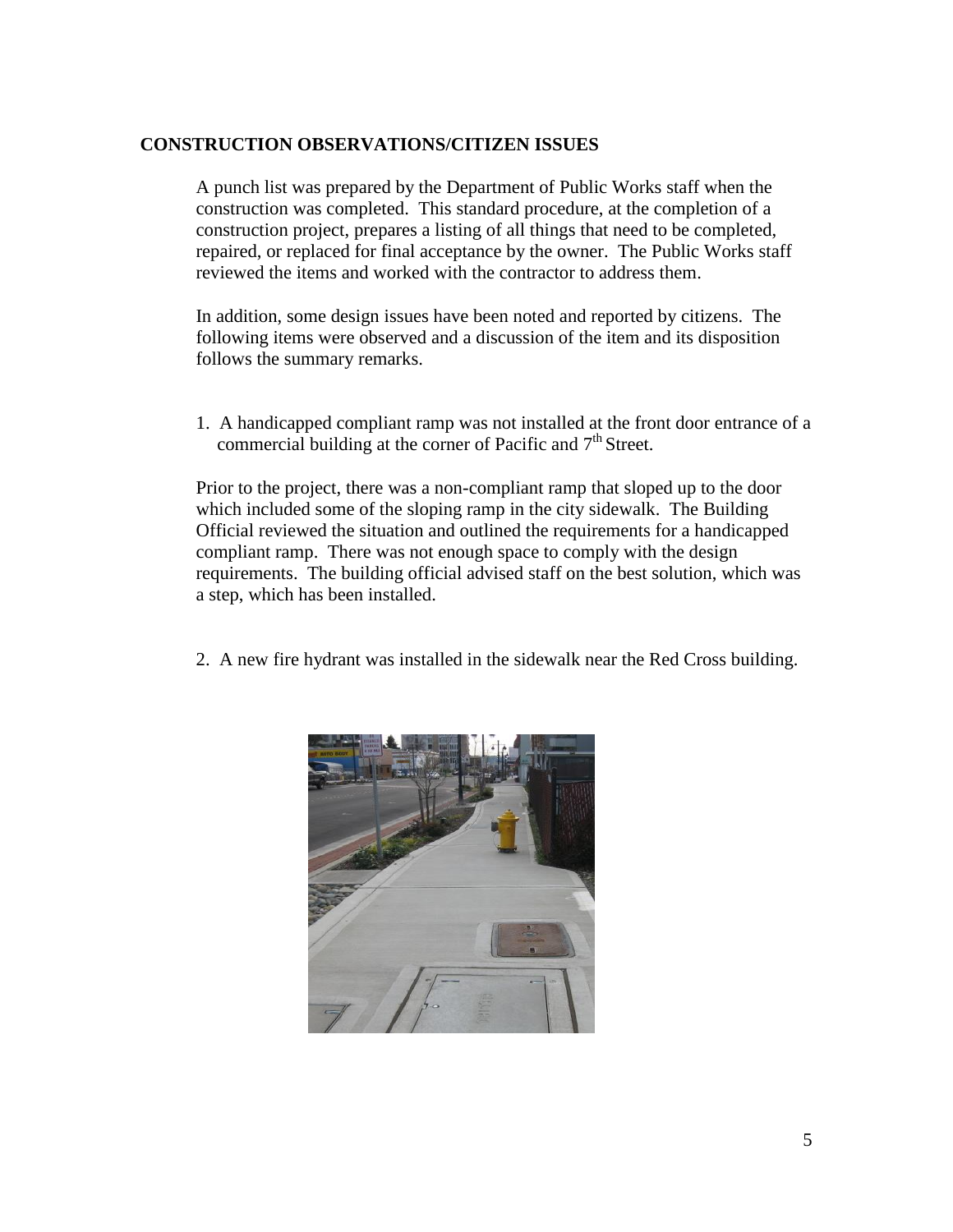## CONSTRUCTION OBSERVATIONS/CITIZEN ISSUES

A punch list was prepared by the Department of Public Works staff when the construction was completed. This standard procedure, at the completion of a construction project, prepares a listing of all things that need to be completed, repaired, or replaced for final acceptance by the owner. The Public Works staff reviewed the items and worked with the contractor to address them.

In addition, some design issues have been noted and reported by citizens. The following items were observed and a discussion of the item and its disposition follows the summary remarks.

1. A handicapped compliant ramp was not installed at the front door entrance of a commercial building at the corner of Pacific and 7th Street.

Prior to the project, there was a non-compliant ramp that sloped up to the door which included some of the sloping ramp in the city sidewalk. The Building Official reviewed the situation and outlined the requirements for a handicapped compliant ramp. There was not enough space to comply with the design requirements. The building official advised staff on the best solution, which was a step, which has been installed.

2. A new fire hydrant was installed in the sidewalk near the Red Cross building.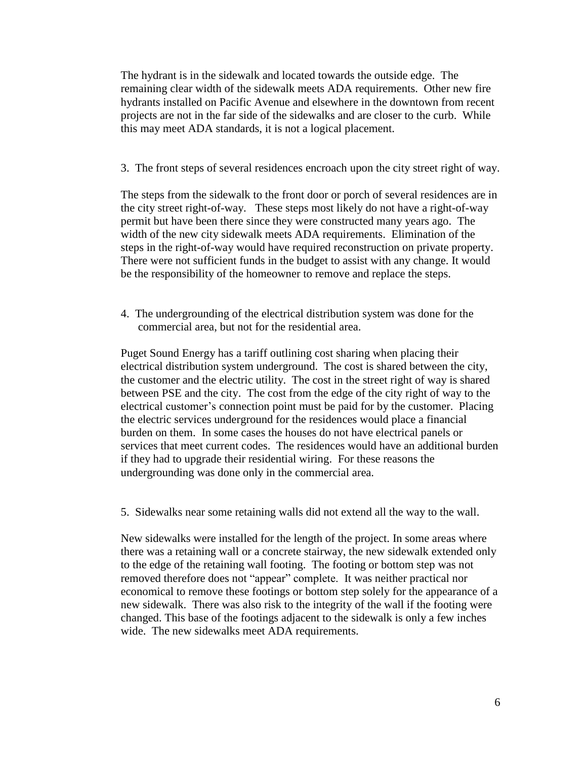The hydrant is in the sidewalk and located towards the outside edge. The remaining clear width of the sidewalk meets ADA requirements. Other new fire hydrants installed on Pacific Avenue and elsewhere in the downtown from recent projects are not in the far side of the sidewalks and are closer to the curb. While this may meet ADA standards, it is not a logical placement.

3. The front steps of several residences encroach upon the city street right of way.

The steps from the sidewalk to the front door or porch of several residences are in the city street right-of-way. These steps most likely do not have a right-of-way permit but have been there since they were constructed many years ago. The width of the new city sidewalk meets ADA requirements. Elimination of the steps in the right-of-way would have required reconstruction on private property. There were not sufficient funds in the budget to assist with any change. It would be the responsibility of the homeowner to remove and replace the steps.

4. The undergrounding of the electrical distribution system was done for the commercial area, but not for the residential area.

Puget Sound Energy has a tariff outlining cost sharing when placing their electrical distribution system underground. The cost is shared between the city, the customer and the electric utility. The cost in the street right of way is shared between PSE and the city. The cost from the edge of the city right of way to the electrical customer's connection point must be paid for by the customer. Placing the electric services underground for the residences would place a financial burden on them. In some cases the houses do not have electrical panels or services that meet current codes. The residences would have an additional burden if they had to upgrade their residential wiring. For these reasons the undergrounding was done only in the commercial area.

5. Sidewalks near some retaining walls did not extend all the way to the wall.

New sidewalks were installed for the length of the project. In some areas where there was a retaining wall or a concrete stairway, the new sidewalk extended only to the edge of the retaining wall footing. The footing or bottom step was not removed therefore does not "appear" complete. It was neither practical nor economical to remove these footings or bottom step solely for the appearance of a new sidewalk. There was also risk to the integrity of the wall if the footing were changed. This base of the footings adjacent to the sidewalk is only a few inches wide. The new sidewalks meet ADA requirements.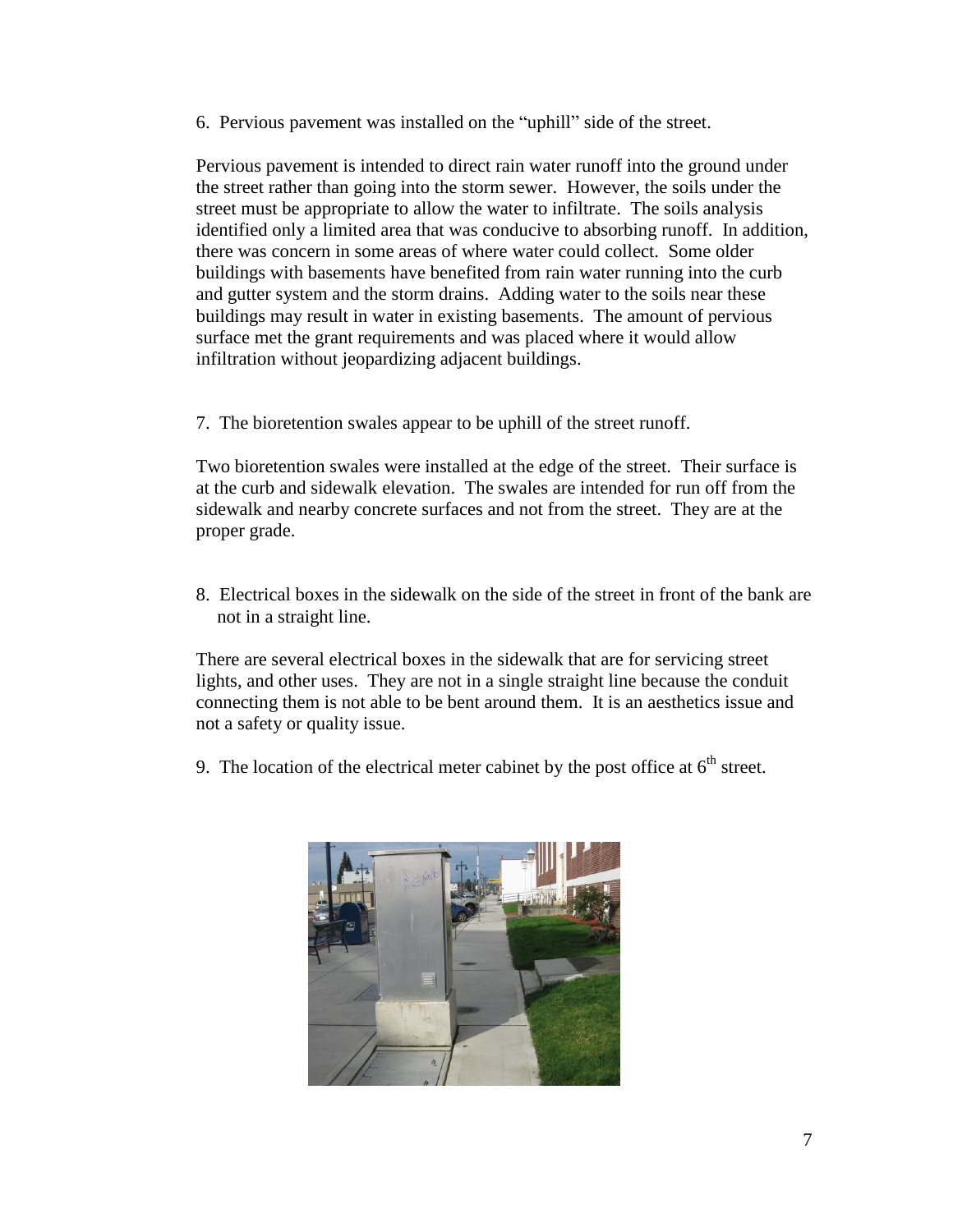6. Pervious pavement was installed on the "uphill" side of the street.

Pervious pavement is intended to direct rain water runoff into the ground under the street rather than going into the storm sewer. However, the soils under the street must be appropriate to allow the water to infiltrate. The soils analysis identified only a limited area that was conducive to absorbing runoff. In addition, there was concern in some areas of where water could collect. Some older buildings with basements have benefited from rain water running into the curb and gutter system and the storm drains. Adding water to the soils near these buildings may result in water in existing basements. The amount of pervious surface met the grant requirements and was placed where it would allow infiltration without jeopardizing adjacent buildings.

7. The bioretention swales appear to be uphill of the street runoff.

Two bioretention swales were installed at the edge of the street. Their surface is at the curb and sidewalk elevation. The swales are intended for run off from the sidewalk and nearby concrete surfaces and not from the street. They are at the proper grade.

8. Electrical boxes in the sidewalk on the side of the street in front of the bank are not in a straight line.

There are several electrical boxes in the sidewalk that are for servicing street lights, and other uses. They are not in a single straight line because the conduit connecting them is not able to be bent around them. It is an aesthetics issue and not a safety or quality issue.

9. The location of the electrical meter cabinet by the post office at 6th street.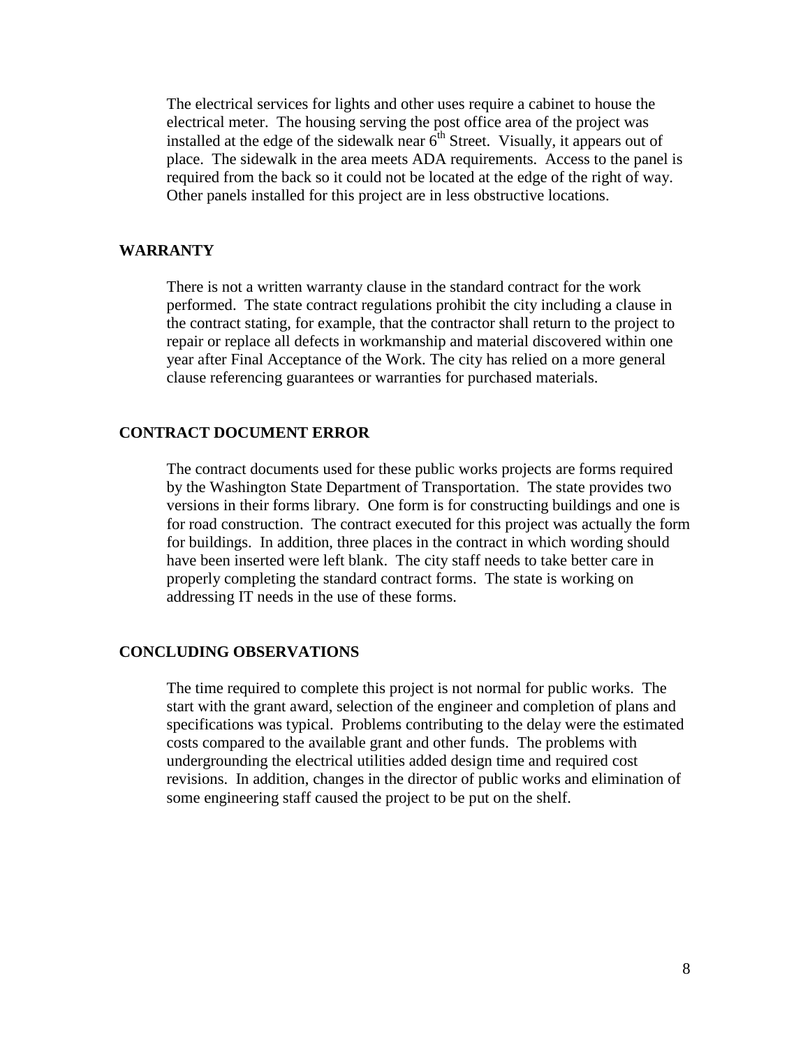The electrical services for lights and other uses require a cabinet to house the electrical meter. The housing serving the post office area of the project was installed at the edge of the sidewalk near 6th Street. Visually, it appears out of place. The sidewalk in the area meets ADA requirements. Access to the panel is required from the back so it could not be located at the edge of the right of way. Other panels installed for this project are in less obstructive locations.

## WARRANTY

There is not a written warranty clause in the standard contract for the work performed. The state contract regulations prohibit the city including a clause in the contract stating, for example, that the contractor shall return to the project to repair or replace all defects in workmanship and material discovered within one year after Final Acceptance of the Work. The city has relied on a more general clause referencing guarantees or warranties for purchased materials.

## CONTRACT DOCUMENT ERROR

The contract documents used for these public works projects are forms required by the Washington State Department of Transportation. The state provides two versions in their forms library. One form is for constructing buildings and one is for road construction. The contract executed for this project was actually the form for buildings. In addition, three places in the contract in which wording should have been inserted were left blank. The city staff needs to take better care in properly completing the standard contract forms. The state is working on addressing IT needs in the use of these forms.

## CONCLUDING OBSERVATIONS

The time required to complete this project is not normal for public works. The start with the grant award, selection of the engineer and completion of plans and specifications was typical. Problems contributing to the delay were the estimated costs compared to the available grant and other funds. The problems with undergrounding the electrical utilities added design time and required cost revisions. In addition, changes in the director of public works and elimination of some engineering staff caused the project to be put on the shelf.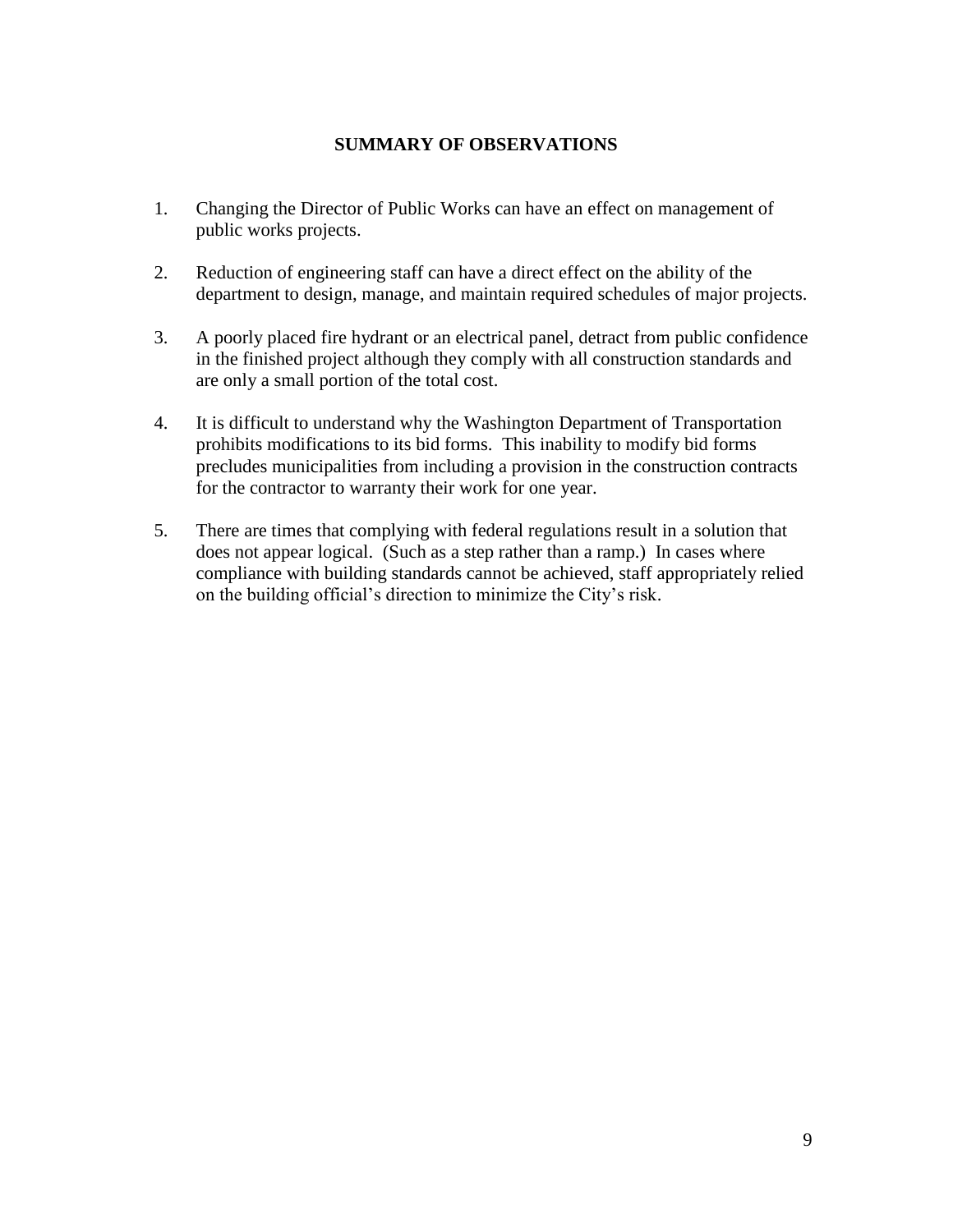## SUMMARY OF OBSERVATIONS

1. Changing the Director of Public Works can have an effect on management of public works projects.

2. Reduction of engineering staff can have a direct effect on the ability of the department to design, manage, and maintain required schedules of major projects.

3. A poorly placed fire hydrant or an electrical panel, detract from public confidence in the finished project although they comply with all construction standards and are only a small portion of the total cost.

4. It is difficult to understand why the Washington Department of Transportation prohibits modifications to its bid forms. This inability to modify bid forms precludes municipalities from including a provision in the construction contracts for the contractor to warranty their work for one year.

5. There are times that complying with federal regulations result in a solution that does not appear logical. (Such as a step rather than a ramp.) In cases where compliance with building standards cannot be achieved, staff appropriately relied on the building official's direction to minimize the City's risk.